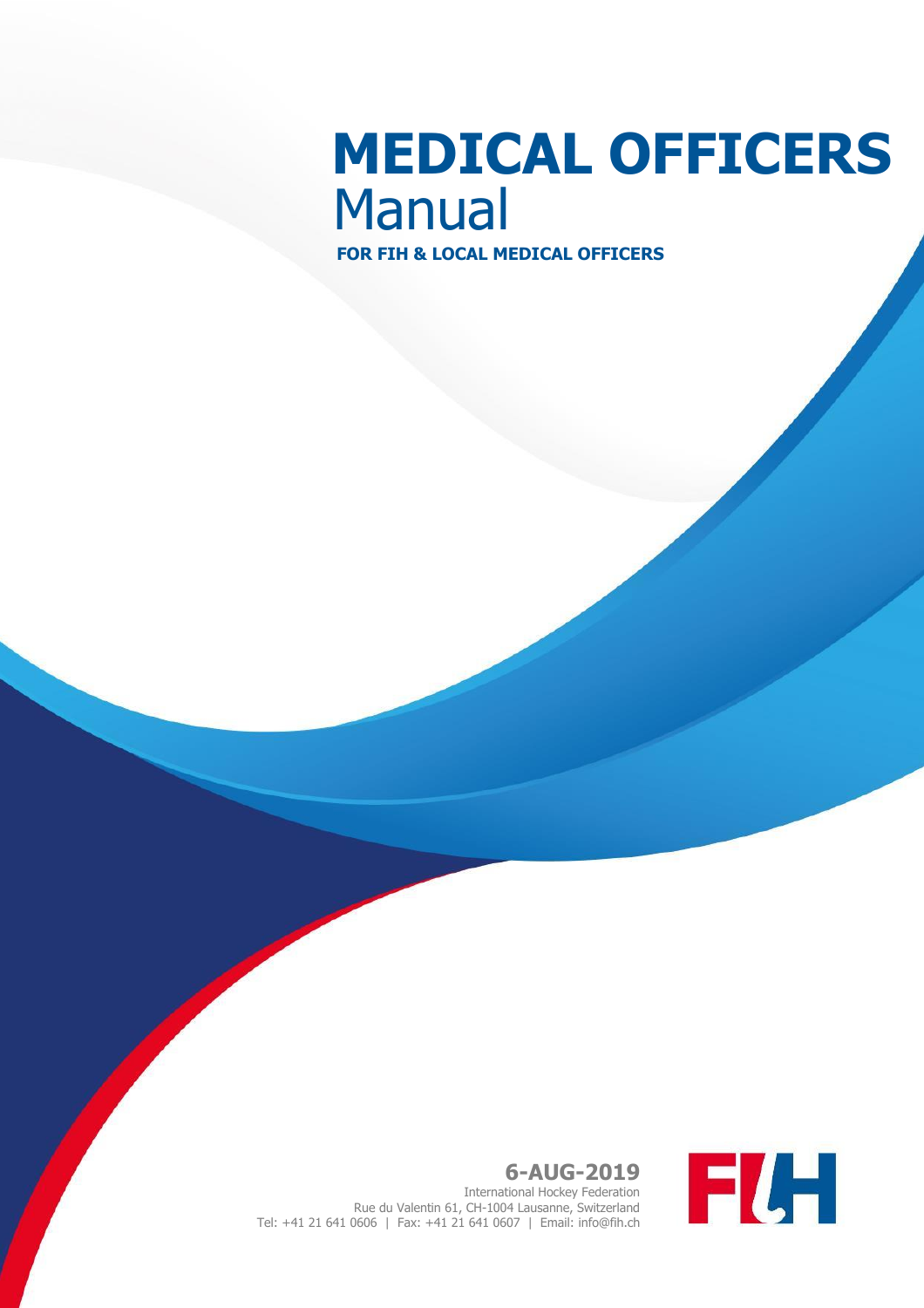# MEDICAL OFFICERS Manual

**FOR FIH & LOCAL MEDICAL OFFICERS**

**6-AUG-2019**

International Hockey Federation
Rue du Valentin 61, CH-1004 Lausanne, Switzerland
Tel: +41 21 641 0606 | Fax: +41 21 641 0607 | Email: info@fih.ch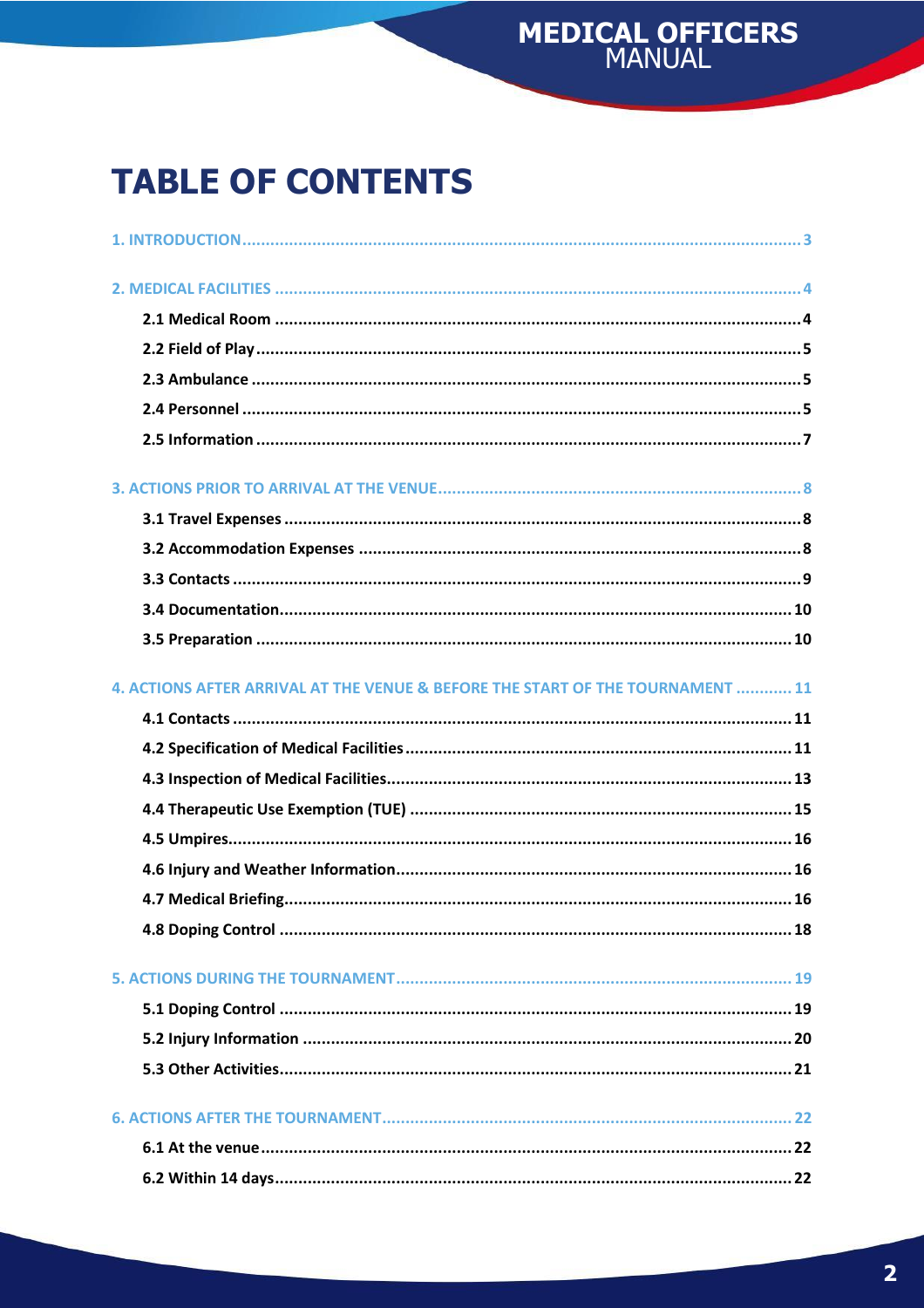# TABLE OF CONTENTS

1. INTRODUCTION ..... 3

2. MEDICAL FACILITIES ..... 4
   - 2.1 Medical Room ..... 4
   - 2.2 Field of Play ..... 5
   - 2.3 Ambulance ..... 5
   - 2.4 Personnel ..... 5
   - 2.5 Information ..... 7

3. ACTIONS PRIOR TO ARRIVAL AT THE VENUE ..... 8
   - 3.1 Travel Expenses ..... 8
   - 3.2 Accommodation Expenses ..... 8
   - 3.3 Contacts ..... 9
   - 3.4 Documentation ..... 10
   - 3.5 Preparation ..... 10

4. ACTIONS AFTER ARRIVAL AT THE VENUE & BEFORE THE START OF THE TOURNAMENT ..... 11
   - 4.1 Contacts ..... 11
   - 4.2 Specification of Medical Facilities ..... 11
   - 4.3 Inspection of Medical Facilities ..... 13
   - 4.4 Therapeutic Use Exemption (TUE) ..... 15
   - 4.5 Umpires ..... 16
   - 4.6 Injury and Weather Information ..... 16
   - 4.7 Medical Briefing ..... 16
   - 4.8 Doping Control ..... 18

5. ACTIONS DURING THE TOURNAMENT ..... 19
   - 5.1 Doping Control ..... 19
   - 5.2 Injury Information ..... 20
   - 5.3 Other Activities ..... 21

6. ACTIONS AFTER THE TOURNAMENT ..... 22
   - 6.1 At the venue ..... 22
   - 6.2 Within 14 days ..... 22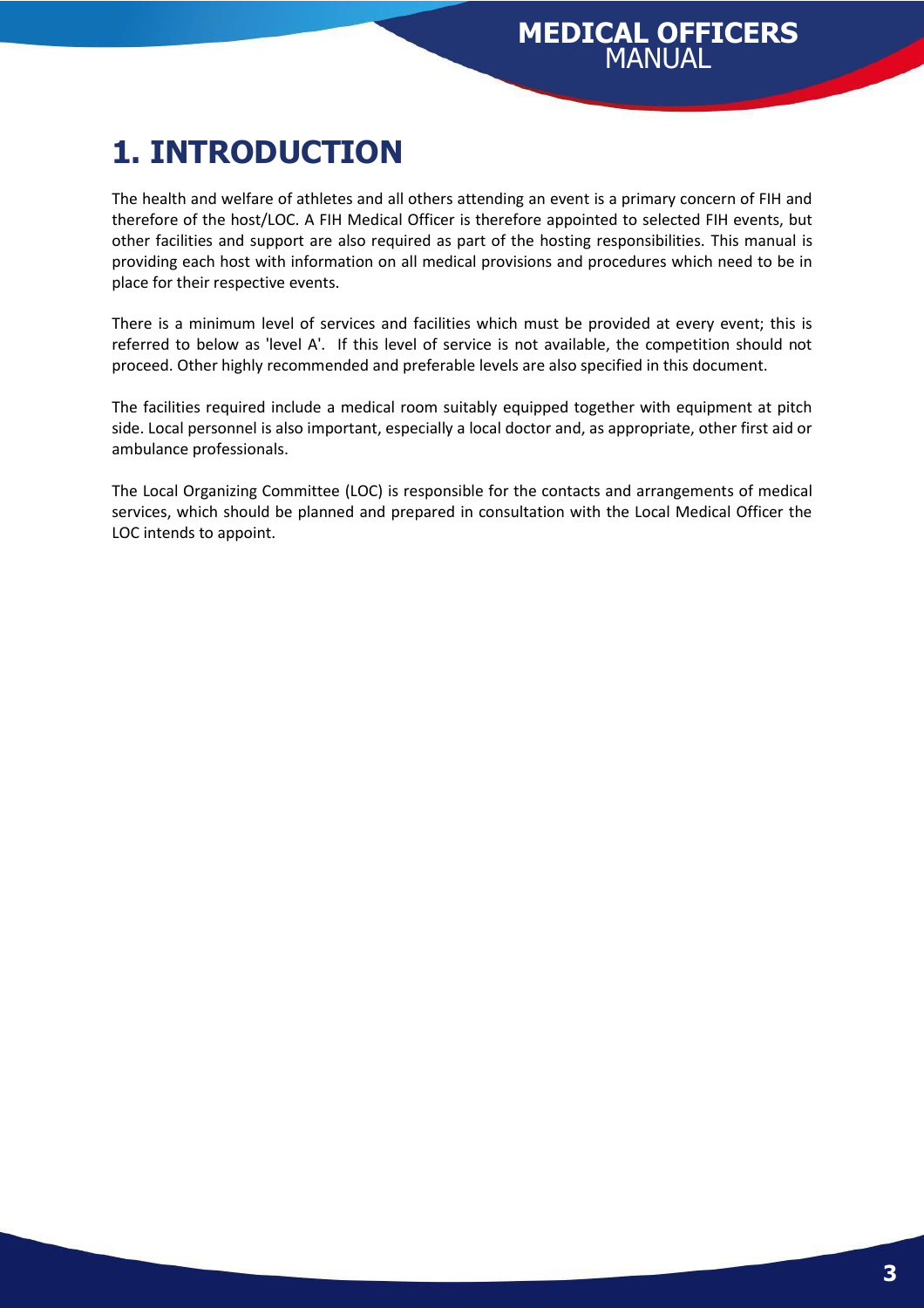# 1. INTRODUCTION

The health and welfare of athletes and all others attending an event is a primary concern of FIH and therefore of the host/LOC. A FIH Medical Officer is therefore appointed to selected FIH events, but other facilities and support are also required as part of the hosting responsibilities. This manual is providing each host with information on all medical provisions and procedures which need to be in place for their respective events.

There is a minimum level of services and facilities which must be provided at every event; this is referred to below as 'level A'. If this level of service is not available, the competition should not proceed. Other highly recommended and preferable levels are also specified in this document.

The facilities required include a medical room suitably equipped together with equipment at pitch side. Local personnel is also important, especially a local doctor and, as appropriate, other first aid or ambulance professionals.

The Local Organizing Committee (LOC) is responsible for the contacts and arrangements of medical services, which should be planned and prepared in consultation with the Local Medical Officer the LOC intends to appoint.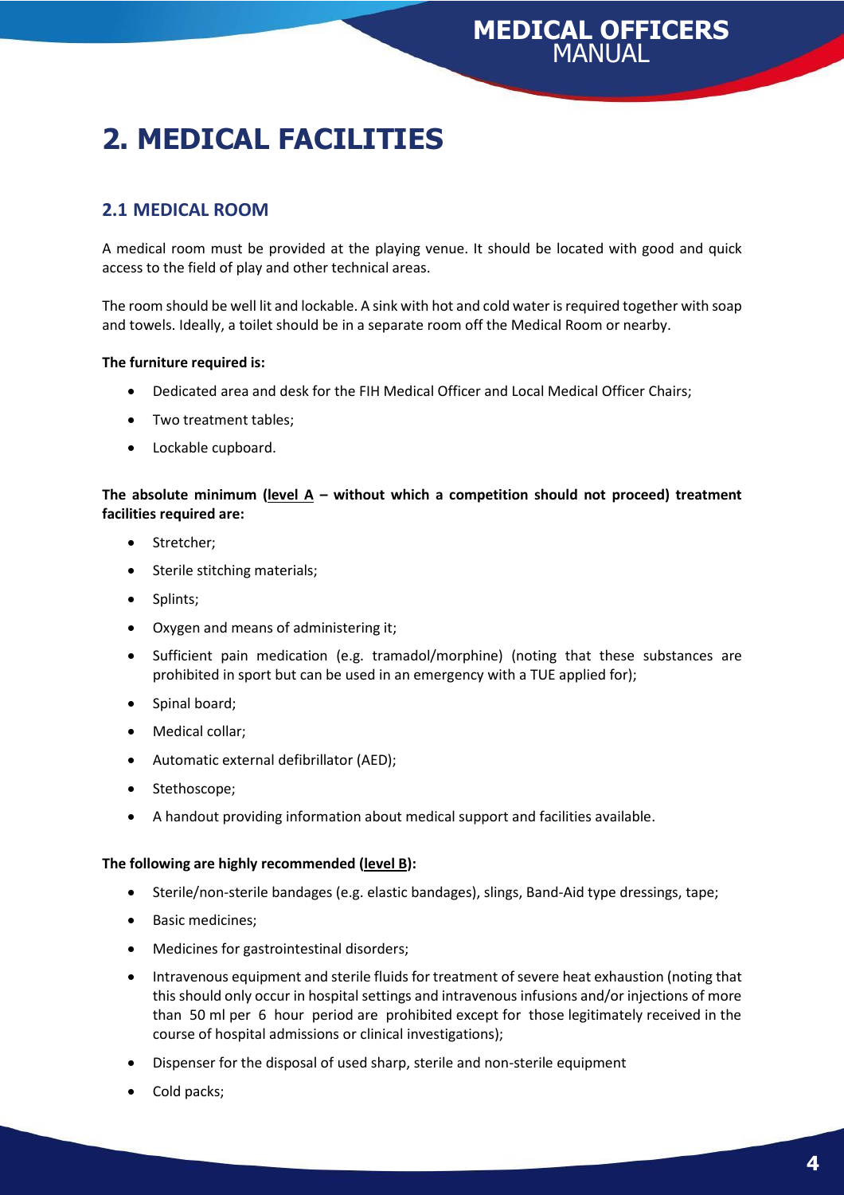# 2. MEDICAL FACILITIES

## 2.1 MEDICAL ROOM

A medical room must be provided at the playing venue. It should be located with good and quick access to the field of play and other technical areas.

The room should be well lit and lockable. A sink with hot and cold water is required together with soap and towels. Ideally, a toilet should be in a separate room off the Medical Room or nearby.

**The furniture required is:**

- Dedicated area and desk for the FIH Medical Officer and Local Medical Officer Chairs;
- Two treatment tables;
- Lockable cupboard.

**The absolute minimum (<u>level A</u> – without which a competition should not proceed) treatment facilities required are:**

- Stretcher;
- Sterile stitching materials;
- Splints;
- Oxygen and means of administering it;
- Sufficient pain medication (e.g. tramadol/morphine) (noting that these substances are prohibited in sport but can be used in an emergency with a TUE applied for);
- Spinal board;
- Medical collar;
- Automatic external defibrillator (AED);
- Stethoscope;
- A handout providing information about medical support and facilities available.

**The following are highly recommended (<u>level B</u>):**

- Sterile/non-sterile bandages (e.g. elastic bandages), slings, Band-Aid type dressings, tape;
- Basic medicines;
- Medicines for gastrointestinal disorders;
- Intravenous equipment and sterile fluids for treatment of severe heat exhaustion (noting that this should only occur in hospital settings and intravenous infusions and/or injections of more than 50 ml per 6 hour period are prohibited except for those legitimately received in the course of hospital admissions or clinical investigations);
- Dispenser for the disposal of used sharp, sterile and non-sterile equipment
- Cold packs;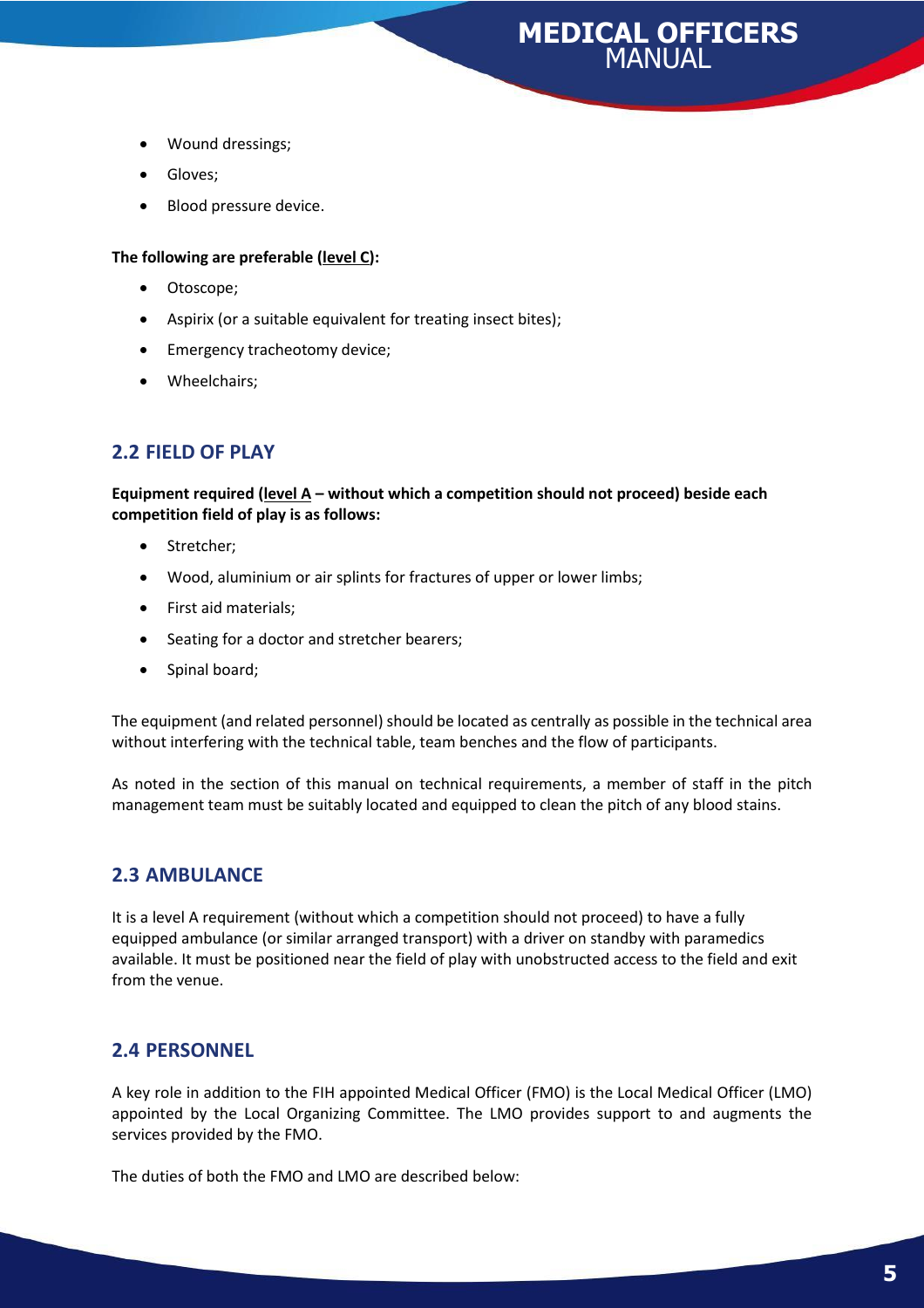- Wound dressings;
- Gloves;
- Blood pressure device.

**The following are preferable (level C):**

- Otoscope;
- Aspirix (or a suitable equivalent for treating insect bites);
- Emergency tracheotomy device;
- Wheelchairs;

## 2.2 FIELD OF PLAY

**Equipment required (level A – without which a competition should not proceed) beside each competition field of play is as follows:**

- Stretcher;
- Wood, aluminium or air splints for fractures of upper or lower limbs;
- First aid materials;
- Seating for a doctor and stretcher bearers;
- Spinal board;

The equipment (and related personnel) should be located as centrally as possible in the technical area without interfering with the technical table, team benches and the flow of participants.

As noted in the section of this manual on technical requirements, a member of staff in the pitch management team must be suitably located and equipped to clean the pitch of any blood stains.

## 2.3 AMBULANCE

It is a level A requirement (without which a competition should not proceed) to have a fully equipped ambulance (or similar arranged transport) with a driver on standby with paramedics available. It must be positioned near the field of play with unobstructed access to the field and exit from the venue.

## 2.4 PERSONNEL

A key role in addition to the FIH appointed Medical Officer (FMO) is the Local Medical Officer (LMO) appointed by the Local Organizing Committee. The LMO provides support to and augments the services provided by the FMO.

The duties of both the FMO and LMO are described below: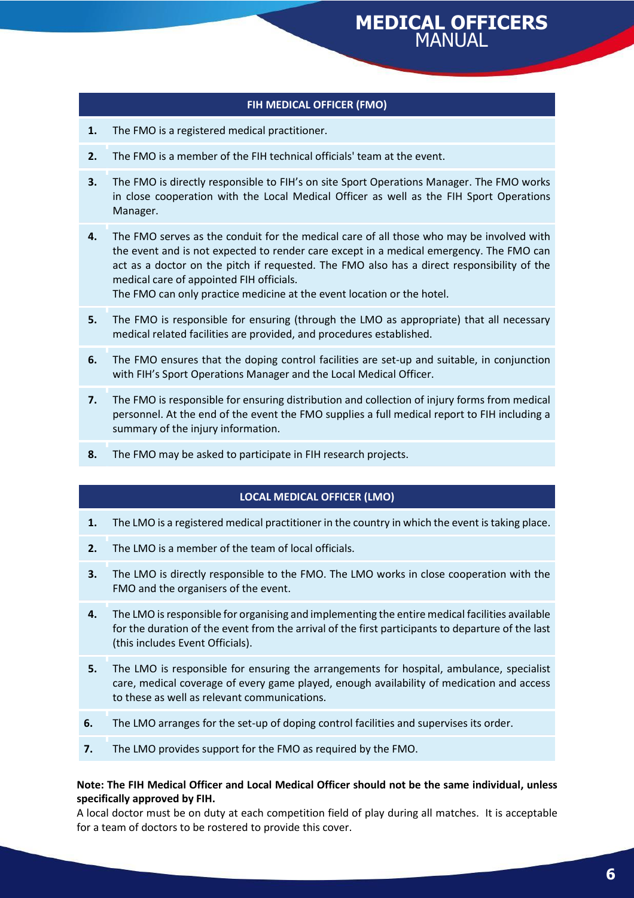## FIH MEDICAL OFFICER (FMO)

1. The FMO is a registered medical practitioner.
2. The FMO is a member of the FIH technical officials' team at the event.
3. The FMO is directly responsible to FIH's on site Sport Operations Manager. The FMO works in close cooperation with the Local Medical Officer as well as the FIH Sport Operations Manager.
4. The FMO serves as the conduit for the medical care of all those who may be involved with the event and is not expected to render care except in a medical emergency. The FMO can act as a doctor on the pitch if requested. The FMO also has a direct responsibility of the medical care of appointed FIH officials.
   The FMO can only practice medicine at the event location or the hotel.
5. The FMO is responsible for ensuring (through the LMO as appropriate) that all necessary medical related facilities are provided, and procedures established.
6. The FMO ensures that the doping control facilities are set-up and suitable, in conjunction with FIH's Sport Operations Manager and the Local Medical Officer.
7. The FMO is responsible for ensuring distribution and collection of injury forms from medical personnel. At the end of the event the FMO supplies a full medical report to FIH including a summary of the injury information.
8. The FMO may be asked to participate in FIH research projects.

## LOCAL MEDICAL OFFICER (LMO)

1. The LMO is a registered medical practitioner in the country in which the event is taking place.
2. The LMO is a member of the team of local officials.
3. The LMO is directly responsible to the FMO. The LMO works in close cooperation with the FMO and the organisers of the event.
4. The LMO is responsible for organising and implementing the entire medical facilities available for the duration of the event from the arrival of the first participants to departure of the last (this includes Event Officials).
5. The LMO is responsible for ensuring the arrangements for hospital, ambulance, specialist care, medical coverage of every game played, enough availability of medication and access to these as well as relevant communications.
6. The LMO arranges for the set-up of doping control facilities and supervises its order.
7. The LMO provides support for the FMO as required by the FMO.

**Note: The FIH Medical Officer and Local Medical Officer should not be the same individual, unless specifically approved by FIH.**

A local doctor must be on duty at each competition field of play during all matches. It is acceptable for a team of doctors to be rostered to provide this cover.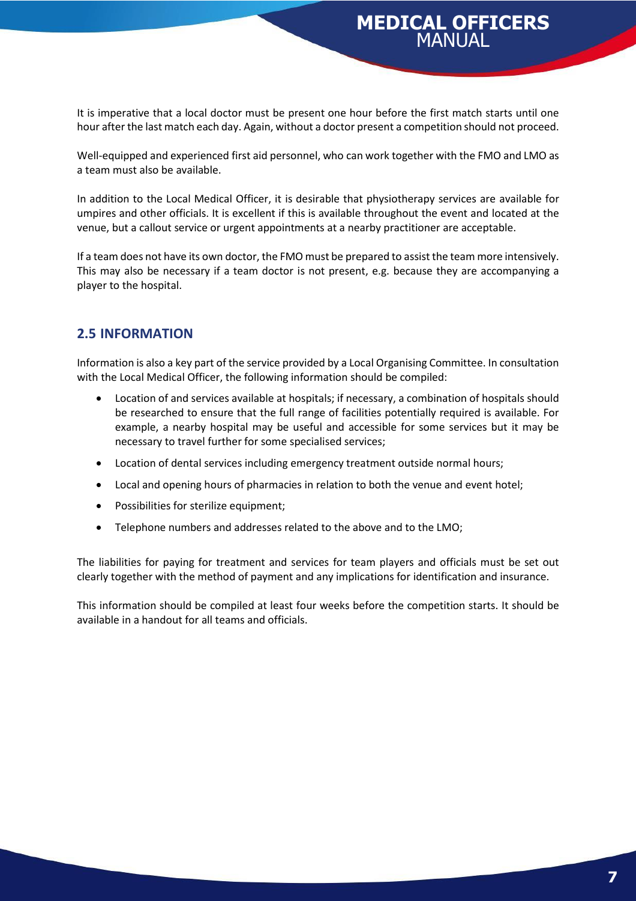It is imperative that a local doctor must be present one hour before the first match starts until one hour after the last match each day. Again, without a doctor present a competition should not proceed.

Well-equipped and experienced first aid personnel, who can work together with the FMO and LMO as a team must also be available.

In addition to the Local Medical Officer, it is desirable that physiotherapy services are available for umpires and other officials. It is excellent if this is available throughout the event and located at the venue, but a callout service or urgent appointments at a nearby practitioner are acceptable.

If a team does not have its own doctor, the FMO must be prepared to assist the team more intensively. This may also be necessary if a team doctor is not present, e.g. because they are accompanying a player to the hospital.

## 2.5 INFORMATION

Information is also a key part of the service provided by a Local Organising Committee. In consultation with the Local Medical Officer, the following information should be compiled:

- Location of and services available at hospitals; if necessary, a combination of hospitals should be researched to ensure that the full range of facilities potentially required is available. For example, a nearby hospital may be useful and accessible for some services but it may be necessary to travel further for some specialised services;
- Location of dental services including emergency treatment outside normal hours;
- Local and opening hours of pharmacies in relation to both the venue and event hotel;
- Possibilities for sterilize equipment;
- Telephone numbers and addresses related to the above and to the LMO;

The liabilities for paying for treatment and services for team players and officials must be set out clearly together with the method of payment and any implications for identification and insurance.

This information should be compiled at least four weeks before the competition starts. It should be available in a handout for all teams and officials.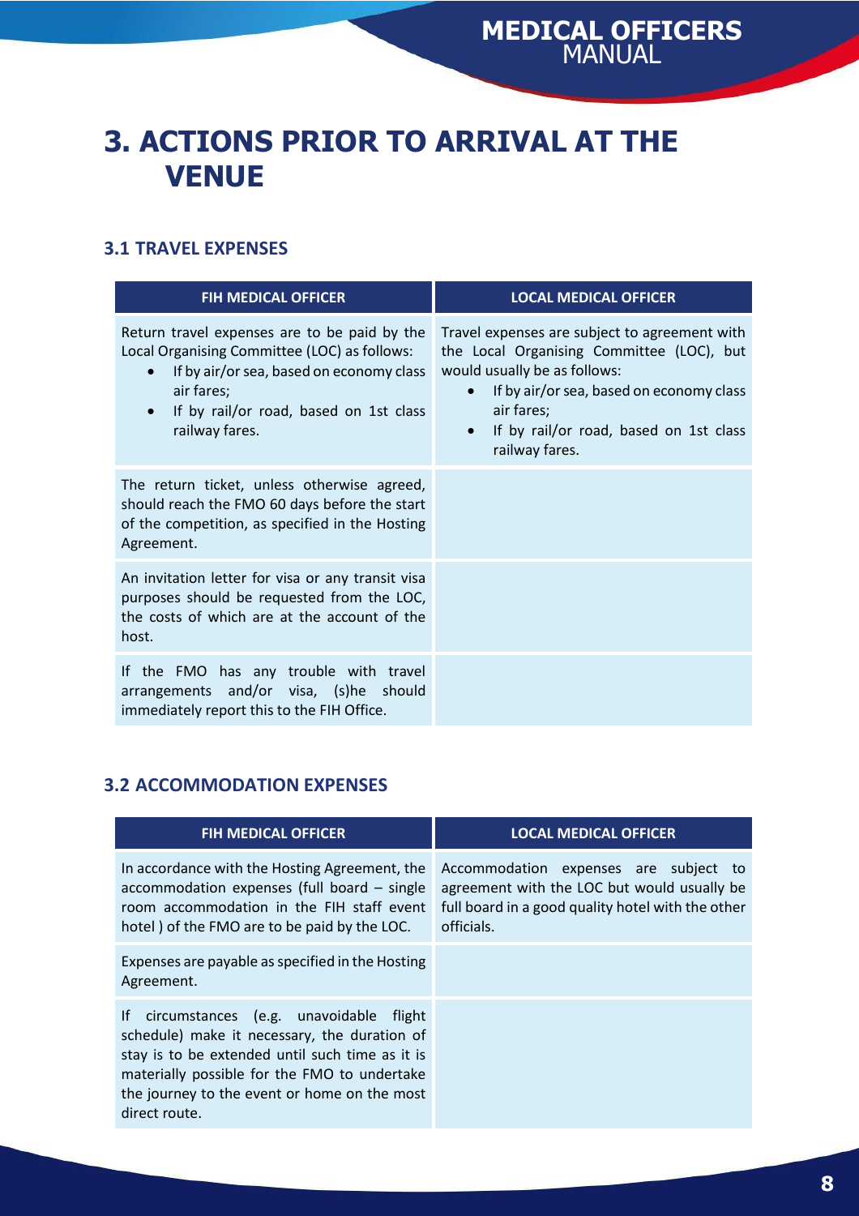# 3. ACTIONS PRIOR TO ARRIVAL AT THE VENUE

### 3.1 TRAVEL EXPENSES

| FIH MEDICAL OFFICER | LOCAL MEDICAL OFFICER |
| --- | --- |
| Return travel expenses are to be paid by the Local Organising Committee (LOC) as follows:<br>• If by air/or sea, based on economy class air fares;<br>• If by rail/or road, based on 1st class railway fares. | Travel expenses are subject to agreement with the Local Organising Committee (LOC), but would usually be as follows:<br>• If by air/or sea, based on economy class air fares;<br>• If by rail/or road, based on 1st class railway fares. |
| The return ticket, unless otherwise agreed, should reach the FMO 60 days before the start of the competition, as specified in the Hosting Agreement. | |
| An invitation letter for visa or any transit visa purposes should be requested from the LOC, the costs of which are at the account of the host. | |
| If the FMO has any trouble with travel arrangements and/or visa, (s)he should immediately report this to the FIH Office. | |

### 3.2 ACCOMMODATION EXPENSES

| FIH MEDICAL OFFICER | LOCAL MEDICAL OFFICER |
| --- | --- |
| In accordance with the Hosting Agreement, the accommodation expenses (full board – single room accommodation in the FIH staff event hotel ) of the FMO are to be paid by the LOC. | Accommodation expenses are subject to agreement with the LOC but would usually be full board in a good quality hotel with the other officials. |
| Expenses are payable as specified in the Hosting Agreement. | |
| If circumstances (e.g. unavoidable flight schedule) make it necessary, the duration of stay is to be extended until such time as it is materially possible for the FMO to undertake the journey to the event or home on the most direct route. | |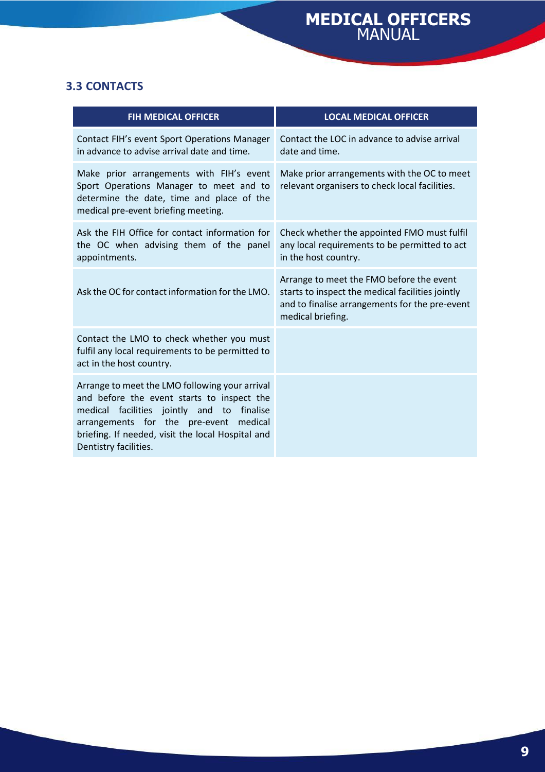### 3.3 CONTACTS

| FIH MEDICAL OFFICER | LOCAL MEDICAL OFFICER |
|---|---|
| Contact FIH's event Sport Operations Manager in advance to advise arrival date and time. | Contact the LOC in advance to advise arrival date and time. |
| Make prior arrangements with FIH's event Sport Operations Manager to meet and to determine the date, time and place of the medical pre-event briefing meeting. | Make prior arrangements with the OC to meet relevant organisers to check local facilities. |
| Ask the FIH Office for contact information for the OC when advising them of the panel appointments. | Check whether the appointed FMO must fulfil any local requirements to be permitted to act in the host country. |
| Ask the OC for contact information for the LMO. | Arrange to meet the FMO before the event starts to inspect the medical facilities jointly and to finalise arrangements for the pre-event medical briefing. |
| Contact the LMO to check whether you must fulfil any local requirements to be permitted to act in the host country. | |
| Arrange to meet the LMO following your arrival and before the event starts to inspect the medical facilities jointly and to finalise arrangements for the pre-event medical briefing. If needed, visit the local Hospital and Dentistry facilities. | |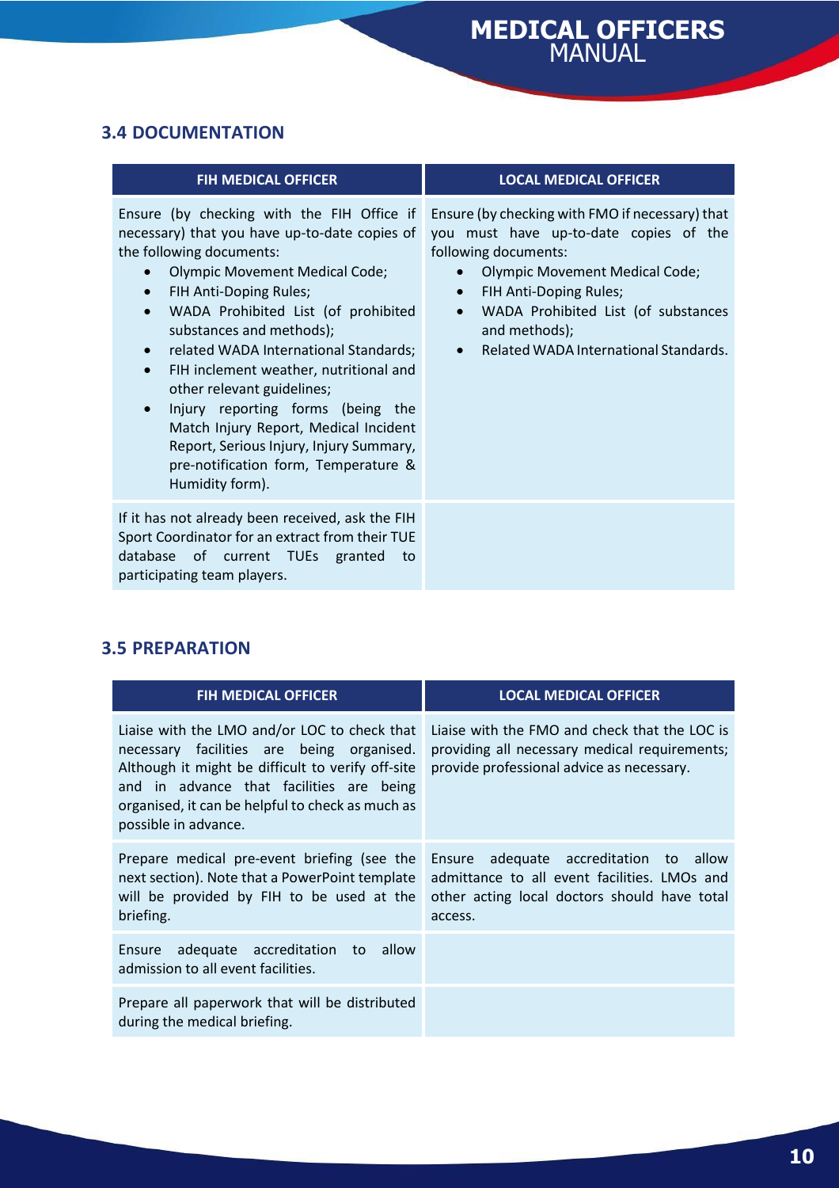### 3.4 DOCUMENTATION

| FIH MEDICAL OFFICER | LOCAL MEDICAL OFFICER |
|---|---|
| Ensure (by checking with the FIH Office if necessary) that you have up-to-date copies of the following documents:<br>• Olympic Movement Medical Code;<br>• FIH Anti-Doping Rules;<br>• WADA Prohibited List (of prohibited substances and methods);<br>• related WADA International Standards;<br>• FIH inclement weather, nutritional and other relevant guidelines;<br>• Injury reporting forms (being the Match Injury Report, Medical Incident Report, Serious Injury, Injury Summary, pre-notification form, Temperature & Humidity form). | Ensure (by checking with FMO if necessary) that you must have up-to-date copies of the following documents:<br>• Olympic Movement Medical Code;<br>• FIH Anti-Doping Rules;<br>• WADA Prohibited List (of substances and methods);<br>• Related WADA International Standards. |
| If it has not already been received, ask the FIH Sport Coordinator for an extract from their TUE database of current TUEs granted to participating team players. | |

### 3.5 PREPARATION

| FIH MEDICAL OFFICER | LOCAL MEDICAL OFFICER |
|---|---|
| Liaise with the LMO and/or LOC to check that necessary facilities are being organised. Although it might be difficult to verify off-site and in advance that facilities are being organised, it can be helpful to check as much as possible in advance. | Liaise with the FMO and check that the LOC is providing all necessary medical requirements; provide professional advice as necessary. |
| Prepare medical pre-event briefing (see the next section). Note that a PowerPoint template will be provided by FIH to be used at the briefing. | Ensure adequate accreditation to allow admittance to all event facilities. LMOs and other acting local doctors should have total access. |
| Ensure adequate accreditation to allow admission to all event facilities. | |
| Prepare all paperwork that will be distributed during the medical briefing. | |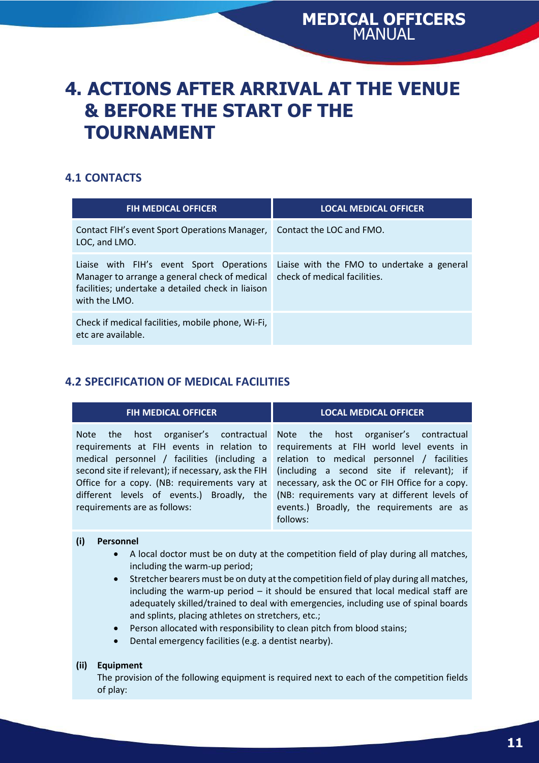# 4. ACTIONS AFTER ARRIVAL AT THE VENUE & BEFORE THE START OF THE TOURNAMENT

## 4.1 CONTACTS

| FIH MEDICAL OFFICER | LOCAL MEDICAL OFFICER |
|---|---|
| Contact FIH's event Sport Operations Manager, LOC, and LMO. | Contact the LOC and FMO. |
| Liaise with FIH's event Sport Operations Manager to arrange a general check of medical facilities; undertake a detailed check in liaison with the LMO. | Liaise with the FMO to undertake a general check of medical facilities. |
| Check if medical facilities, mobile phone, Wi-Fi, etc are available. | |

## 4.2 SPECIFICATION OF MEDICAL FACILITIES

| FIH MEDICAL OFFICER | LOCAL MEDICAL OFFICER |
|---|---|
| Note the host organiser's contractual requirements at FIH events in relation to medical personnel / facilities (including a second site if relevant); if necessary, ask the FIH Office for a copy. (NB: requirements vary at different levels of events.) Broadly, the requirements are as follows: | Note the host organiser's contractual requirements at FIH world level events in relation to medical personnel / facilities (including a second site if relevant); if necessary, ask the OC or FIH Office for a copy. (NB: requirements vary at different levels of events.) Broadly, the requirements are as follows: |

**(i) Personnel**

- A local doctor must be on duty at the competition field of play during all matches, including the warm-up period;
- Stretcher bearers must be on duty at the competition field of play during all matches, including the warm-up period – it should be ensured that local medical staff are adequately skilled/trained to deal with emergencies, including use of spinal boards and splints, placing athletes on stretchers, etc.;
- Person allocated with responsibility to clean pitch from blood stains;
- Dental emergency facilities (e.g. a dentist nearby).

**(ii) Equipment**

The provision of the following equipment is required next to each of the competition fields of play: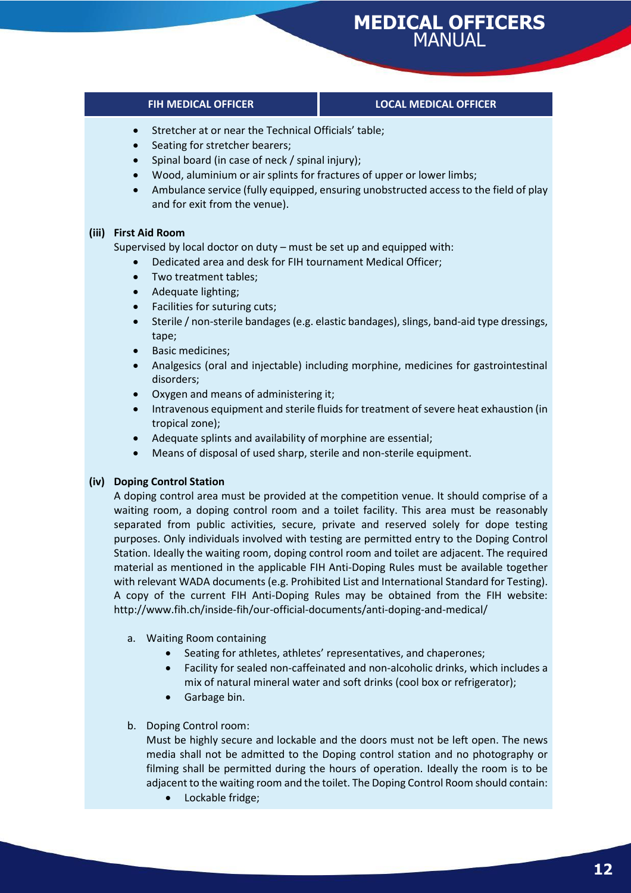| FIH MEDICAL OFFICER | LOCAL MEDICAL OFFICER |
|---|---|

- Stretcher at or near the Technical Officials' table;
- Seating for stretcher bearers;
- Spinal board (in case of neck / spinal injury);
- Wood, aluminium or air splints for fractures of upper or lower limbs;
- Ambulance service (fully equipped, ensuring unobstructed access to the field of play and for exit from the venue).

**(iii) First Aid Room**

Supervised by local doctor on duty – must be set up and equipped with:

- Dedicated area and desk for FIH tournament Medical Officer;
- Two treatment tables;
- Adequate lighting;
- Facilities for suturing cuts;
- Sterile / non-sterile bandages (e.g. elastic bandages), slings, band-aid type dressings, tape;
- Basic medicines;
- Analgesics (oral and injectable) including morphine, medicines for gastrointestinal disorders;
- Oxygen and means of administering it;
- Intravenous equipment and sterile fluids for treatment of severe heat exhaustion (in tropical zone);
- Adequate splints and availability of morphine are essential;
- Means of disposal of used sharp, sterile and non-sterile equipment.

**(iv) Doping Control Station**

A doping control area must be provided at the competition venue. It should comprise of a waiting room, a doping control room and a toilet facility. This area must be reasonably separated from public activities, secure, private and reserved solely for dope testing purposes. Only individuals involved with testing are permitted entry to the Doping Control Station. Ideally the waiting room, doping control room and toilet are adjacent. The required material as mentioned in the applicable FIH Anti-Doping Rules must be available together with relevant WADA documents (e.g. Prohibited List and International Standard for Testing). A copy of the current FIH Anti-Doping Rules may be obtained from the FIH website: http://www.fih.ch/inside-fih/our-official-documents/anti-doping-and-medical/

a. Waiting Room containing
   - Seating for athletes, athletes' representatives, and chaperones;
   - Facility for sealed non-caffeinated and non-alcoholic drinks, which includes a mix of natural mineral water and soft drinks (cool box or refrigerator);
   - Garbage bin.

b. Doping Control room:

   Must be highly secure and lockable and the doors must not be left open. The news media shall not be admitted to the Doping control station and no photography or filming shall be permitted during the hours of operation. Ideally the room is to be adjacent to the waiting room and the toilet. The Doping Control Room should contain:
   - Lockable fridge;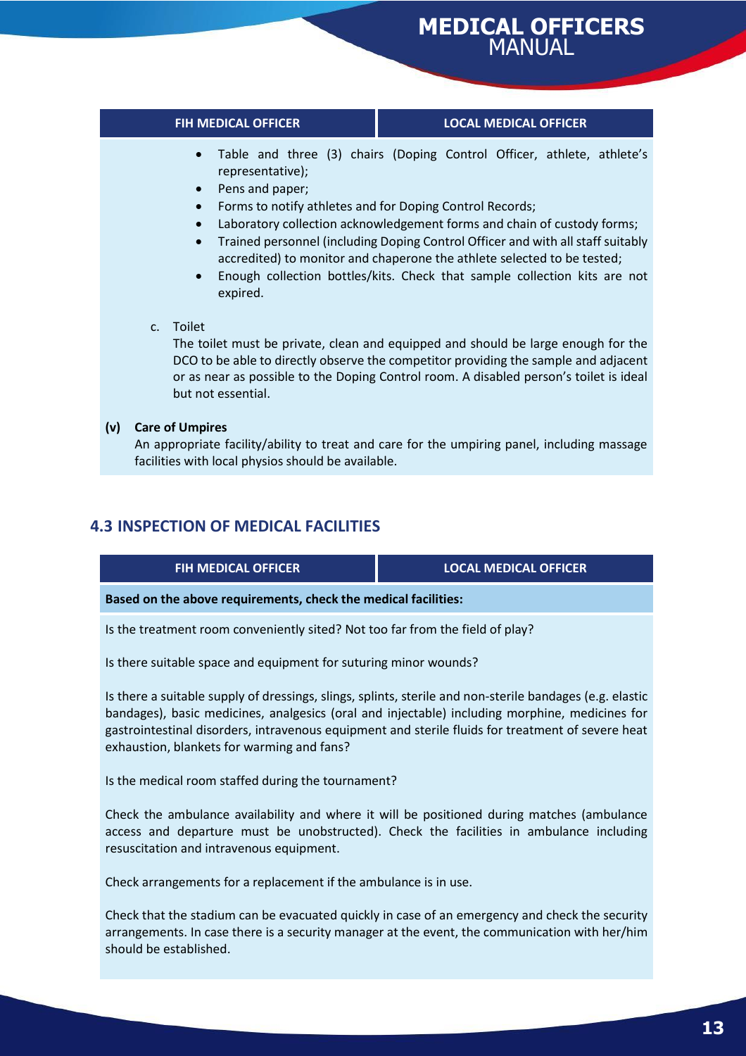| FIH MEDICAL OFFICER | LOCAL MEDICAL OFFICER |
|---|---|

- Table and three (3) chairs (Doping Control Officer, athlete, athlete's representative);
- Pens and paper;
- Forms to notify athletes and for Doping Control Records;
- Laboratory collection acknowledgement forms and chain of custody forms;
- Trained personnel (including Doping Control Officer and with all staff suitably accredited) to monitor and chaperone the athlete selected to be tested;
- Enough collection bottles/kits. Check that sample collection kits are not expired.

c. Toilet

The toilet must be private, clean and equipped and should be large enough for the DCO to be able to directly observe the competitor providing the sample and adjacent or as near as possible to the Doping Control room. A disabled person's toilet is ideal but not essential.

**(v) Care of Umpires**

An appropriate facility/ability to treat and care for the umpiring panel, including massage facilities with local physios should be available.

## 4.3 INSPECTION OF MEDICAL FACILITIES

| FIH MEDICAL OFFICER | LOCAL MEDICAL OFFICER |
|---|---|

**Based on the above requirements, check the medical facilities:**

Is the treatment room conveniently sited? Not too far from the field of play?

Is there suitable space and equipment for suturing minor wounds?

Is there a suitable supply of dressings, slings, splints, sterile and non-sterile bandages (e.g. elastic bandages), basic medicines, analgesics (oral and injectable) including morphine, medicines for gastrointestinal disorders, intravenous equipment and sterile fluids for treatment of severe heat exhaustion, blankets for warming and fans?

Is the medical room staffed during the tournament?

Check the ambulance availability and where it will be positioned during matches (ambulance access and departure must be unobstructed). Check the facilities in ambulance including resuscitation and intravenous equipment.

Check arrangements for a replacement if the ambulance is in use.

Check that the stadium can be evacuated quickly in case of an emergency and check the security arrangements. In case there is a security manager at the event, the communication with her/him should be established.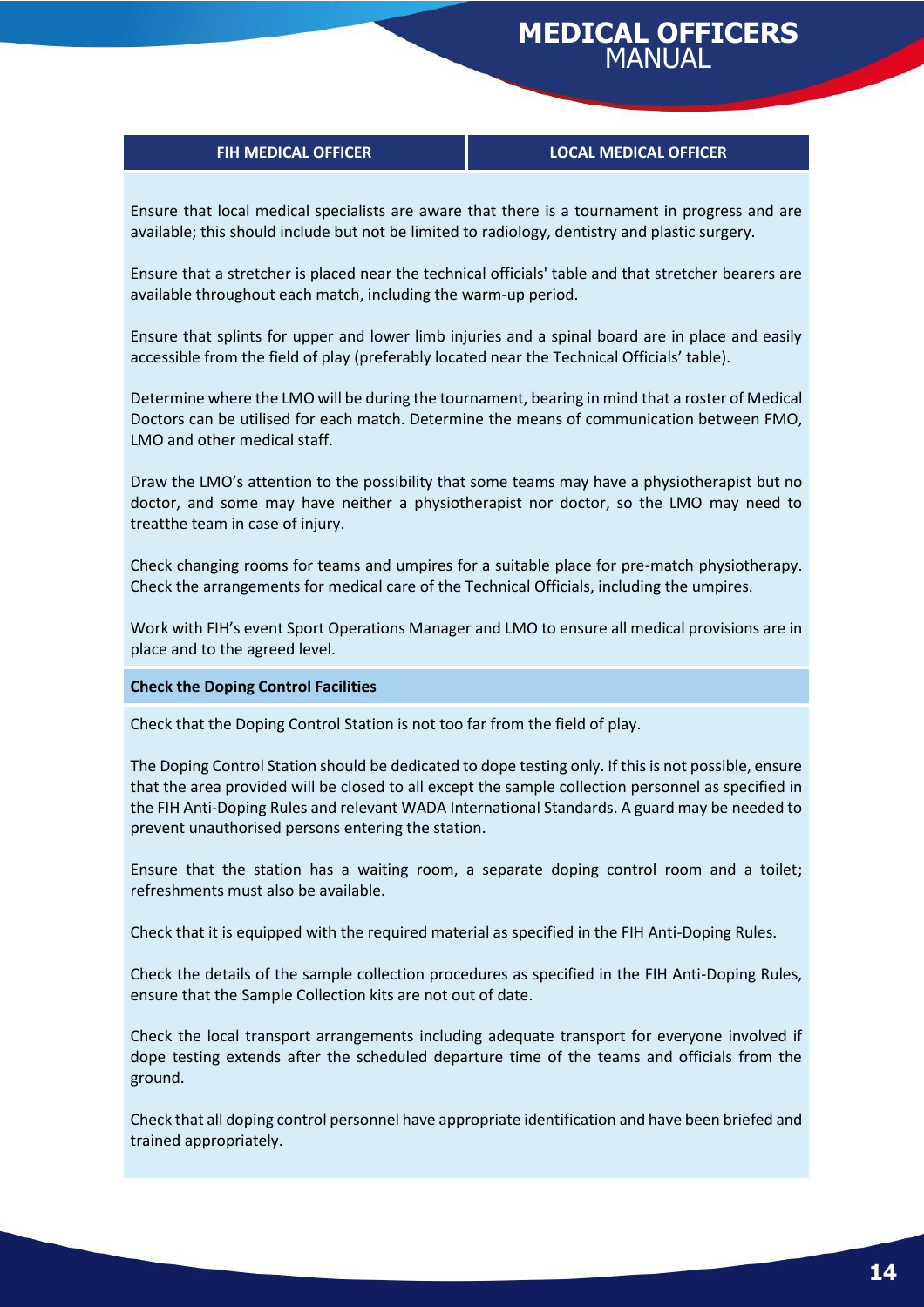| FIH MEDICAL OFFICER | LOCAL MEDICAL OFFICER |
|---|---|

Ensure that local medical specialists are aware that there is a tournament in progress and are available; this should include but not be limited to radiology, dentistry and plastic surgery.

Ensure that a stretcher is placed near the technical officials' table and that stretcher bearers are available throughout each match, including the warm-up period.

Ensure that splints for upper and lower limb injuries and a spinal board are in place and easily accessible from the field of play (preferably located near the Technical Officials' table).

Determine where the LMO will be during the tournament, bearing in mind that a roster of Medical Doctors can be utilised for each match. Determine the means of communication between FMO, LMO and other medical staff.

Draw the LMO's attention to the possibility that some teams may have a physiotherapist but no doctor, and some may have neither a physiotherapist nor doctor, so the LMO may need to treatthe team in case of injury.

Check changing rooms for teams and umpires for a suitable place for pre-match physiotherapy. Check the arrangements for medical care of the Technical Officials, including the umpires.

Work with FIH's event Sport Operations Manager and LMO to ensure all medical provisions are in place and to the agreed level.

**Check the Doping Control Facilities**

Check that the Doping Control Station is not too far from the field of play.

The Doping Control Station should be dedicated to dope testing only. If this is not possible, ensure that the area provided will be closed to all except the sample collection personnel as specified in the FIH Anti-Doping Rules and relevant WADA International Standards. A guard may be needed to prevent unauthorised persons entering the station.

Ensure that the station has a waiting room, a separate doping control room and a toilet; refreshments must also be available.

Check that it is equipped with the required material as specified in the FIH Anti-Doping Rules.

Check the details of the sample collection procedures as specified in the FIH Anti-Doping Rules, ensure that the Sample Collection kits are not out of date.

Check the local transport arrangements including adequate transport for everyone involved if dope testing extends after the scheduled departure time of the teams and officials from the ground.

Check that all doping control personnel have appropriate identification and have been briefed and trained appropriately.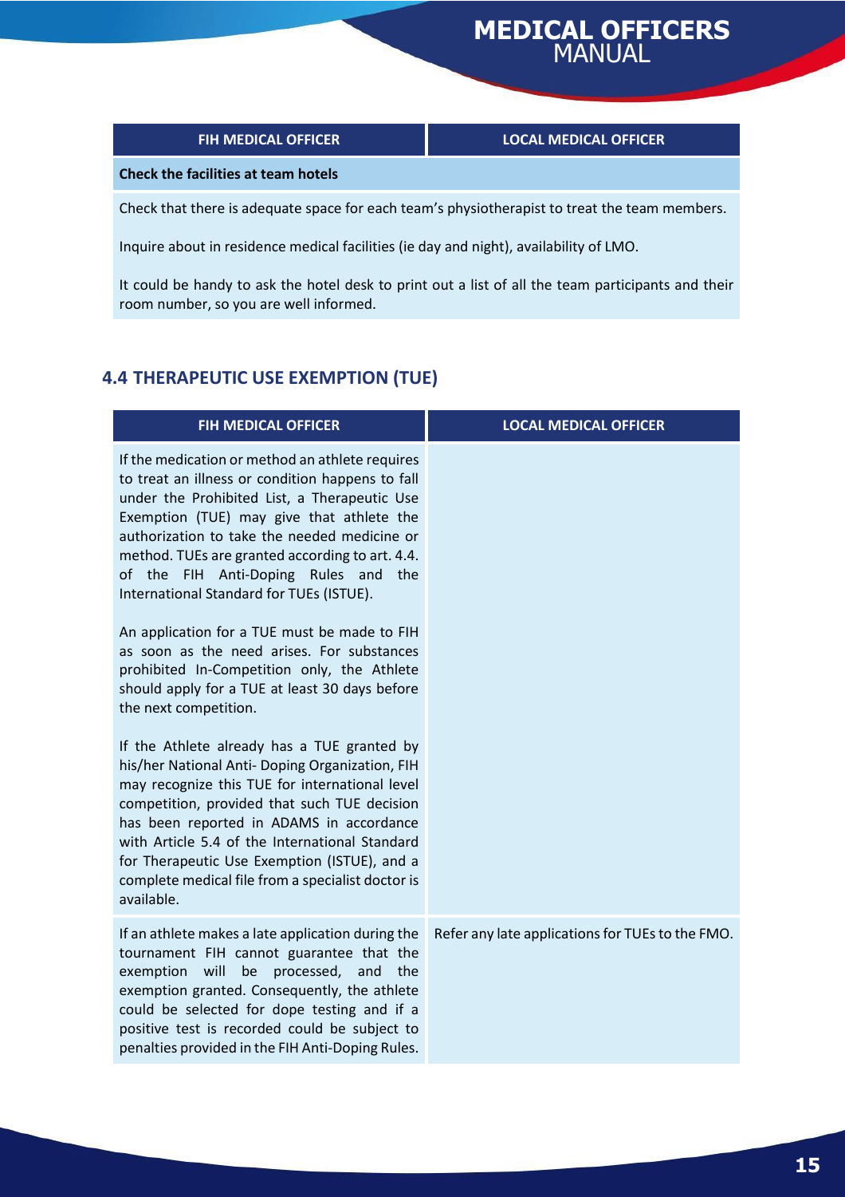| FIH MEDICAL OFFICER | LOCAL MEDICAL OFFICER |
|---|---|
| **Check the facilities at team hotels** | |
| Check that there is adequate space for each team's physiotherapist to treat the team members.<br><br>Inquire about in residence medical facilities (ie day and night), availability of LMO.<br><br>It could be handy to ask the hotel desk to print out a list of all the team participants and their room number, so you are well informed. | |

## 4.4 THERAPEUTIC USE EXEMPTION (TUE)

| FIH MEDICAL OFFICER | LOCAL MEDICAL OFFICER |
|---|---|
| If the medication or method an athlete requires to treat an illness or condition happens to fall under the Prohibited List, a Therapeutic Use Exemption (TUE) may give that athlete the authorization to take the needed medicine or method. TUEs are granted according to art. 4.4. of the FIH Anti-Doping Rules and the International Standard for TUEs (ISTUE).<br><br>An application for a TUE must be made to FIH as soon as the need arises. For substances prohibited In-Competition only, the Athlete should apply for a TUE at least 30 days before the next competition.<br><br>If the Athlete already has a TUE granted by his/her National Anti- Doping Organization, FIH may recognize this TUE for international level competition, provided that such TUE decision has been reported in ADAMS in accordance with Article 5.4 of the International Standard for Therapeutic Use Exemption (ISTUE), and a complete medical file from a specialist doctor is available. | |
| If an athlete makes a late application during the tournament FIH cannot guarantee that the exemption will be processed, and the exemption granted. Consequently, the athlete could be selected for dope testing and if a positive test is recorded could be subject to penalties provided in the FIH Anti-Doping Rules. | Refer any late applications for TUEs to the FMO. |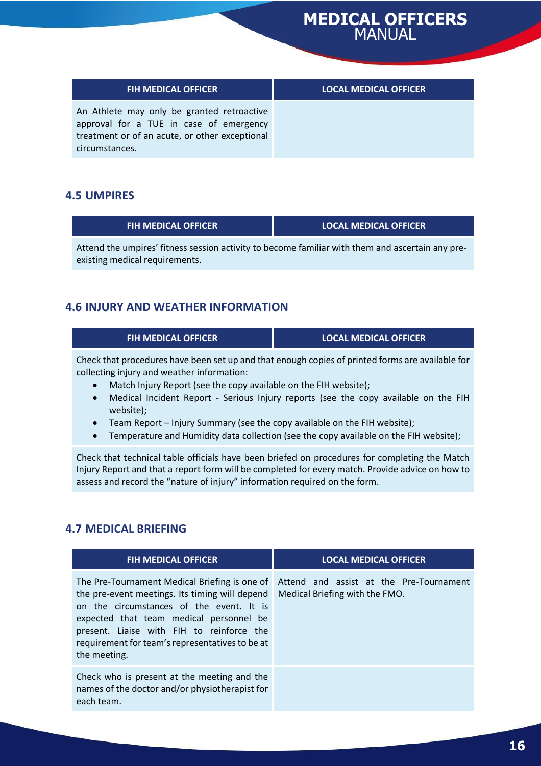| FIH MEDICAL OFFICER | LOCAL MEDICAL OFFICER |
| --- | --- |
| An Athlete may only be granted retroactive approval for a TUE in case of emergency treatment or of an acute, or other exceptional circumstances. | |

### 4.5 UMPIRES

| FIH MEDICAL OFFICER | LOCAL MEDICAL OFFICER |
| --- | --- |
| Attend the umpires' fitness session activity to become familiar with them and ascertain any pre-existing medical requirements. | |

### 4.6 INJURY AND WEATHER INFORMATION

| FIH MEDICAL OFFICER | LOCAL MEDICAL OFFICER |
| --- | --- |
| Check that procedures have been set up and that enough copies of printed forms are available for collecting injury and weather information: <br>• Match Injury Report (see the copy available on the FIH website); <br>• Medical Incident Report - Serious Injury reports (see the copy available on the FIH website); <br>• Team Report – Injury Summary (see the copy available on the FIH website); <br>• Temperature and Humidity data collection (see the copy available on the FIH website); | |
| Check that technical table officials have been briefed on procedures for completing the Match Injury Report and that a report form will be completed for every match. Provide advice on how to assess and record the "nature of injury" information required on the form. | |

### 4.7 MEDICAL BRIEFING

| FIH MEDICAL OFFICER | LOCAL MEDICAL OFFICER |
| --- | --- |
| The Pre-Tournament Medical Briefing is one of the pre-event meetings. Its timing will depend on the circumstances of the event. It is expected that team medical personnel be present. Liaise with FIH to reinforce the requirement for team's representatives to be at the meeting. | Attend and assist at the Pre-Tournament Medical Briefing with the FMO. |
| Check who is present at the meeting and the names of the doctor and/or physiotherapist for each team. | |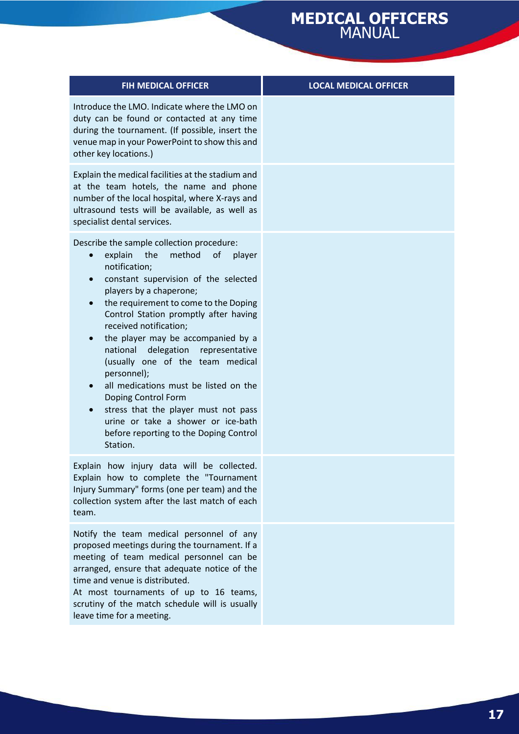| FIH MEDICAL OFFICER | LOCAL MEDICAL OFFICER |
|---|---|
| Introduce the LMO. Indicate where the LMO on duty can be found or contacted at any time during the tournament. (If possible, insert the venue map in your PowerPoint to show this and other key locations.) | |
| Explain the medical facilities at the stadium and at the team hotels, the name and phone number of the local hospital, where X-rays and ultrasound tests will be available, as well as specialist dental services. | |
| Describe the sample collection procedure:<br>• explain the method of player notification;<br>• constant supervision of the selected players by a chaperone;<br>• the requirement to come to the Doping Control Station promptly after having received notification;<br>• the player may be accompanied by a national delegation representative (usually one of the team medical personnel);<br>• all medications must be listed on the Doping Control Form<br>• stress that the player must not pass urine or take a shower or ice-bath before reporting to the Doping Control Station. | |
| Explain how injury data will be collected. Explain how to complete the "Tournament Injury Summary" forms (one per team) and the collection system after the last match of each team. | |
| Notify the team medical personnel of any proposed meetings during the tournament. If a meeting of team medical personnel can be arranged, ensure that adequate notice of the time and venue is distributed.<br>At most tournaments of up to 16 teams, scrutiny of the match schedule will is usually leave time for a meeting. | |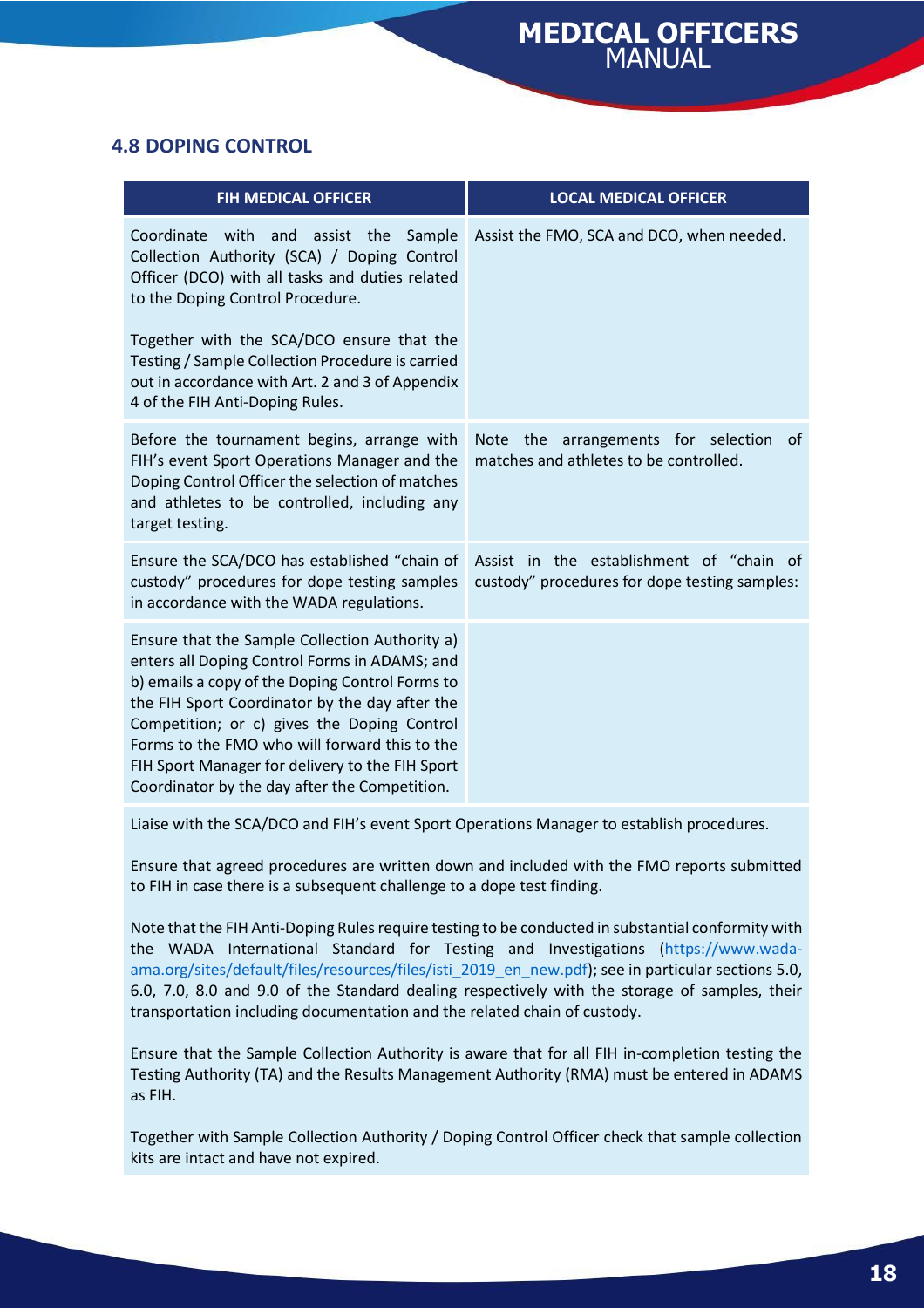## 4.8 DOPING CONTROL

| FIH MEDICAL OFFICER | LOCAL MEDICAL OFFICER |
|---|---|
| Coordinate with and assist the Sample Collection Authority (SCA) / Doping Control Officer (DCO) with all tasks and duties related to the Doping Control Procedure.<br><br>Together with the SCA/DCO ensure that the Testing / Sample Collection Procedure is carried out in accordance with Art. 2 and 3 of Appendix 4 of the FIH Anti-Doping Rules. | Assist the FMO, SCA and DCO, when needed. |
| Before the tournament begins, arrange with FIH's event Sport Operations Manager and the Doping Control Officer the selection of matches and athletes to be controlled, including any target testing. | Note the arrangements for selection of matches and athletes to be controlled. |
| Ensure the SCA/DCO has established "chain of custody" procedures for dope testing samples in accordance with the WADA regulations. | Assist in the establishment of "chain of custody" procedures for dope testing samples: |
| Ensure that the Sample Collection Authority a) enters all Doping Control Forms in ADAMS; and b) emails a copy of the Doping Control Forms to the FIH Sport Coordinator by the day after the Competition; or c) gives the Doping Control Forms to the FMO who will forward this to the FIH Sport Manager for delivery to the FIH Sport Coordinator by the day after the Competition. | |
| Liaise with the SCA/DCO and FIH's event Sport Operations Manager to establish procedures.<br><br>Ensure that agreed procedures are written down and included with the FMO reports submitted to FIH in case there is a subsequent challenge to a dope test finding.<br><br>Note that the FIH Anti-Doping Rules require testing to be conducted in substantial conformity with the WADA International Standard for Testing and Investigations (https://www.wada-ama.org/sites/default/files/resources/files/isti_2019_en_new.pdf); see in particular sections 5.0, 6.0, 7.0, 8.0 and 9.0 of the Standard dealing respectively with the storage of samples, their transportation including documentation and the related chain of custody.<br><br>Ensure that the Sample Collection Authority is aware that for all FIH in-completion testing the Testing Authority (TA) and the Results Management Authority (RMA) must be entered in ADAMS as FIH.<br><br>Together with Sample Collection Authority / Doping Control Officer check that sample collection kits are intact and have not expired. | |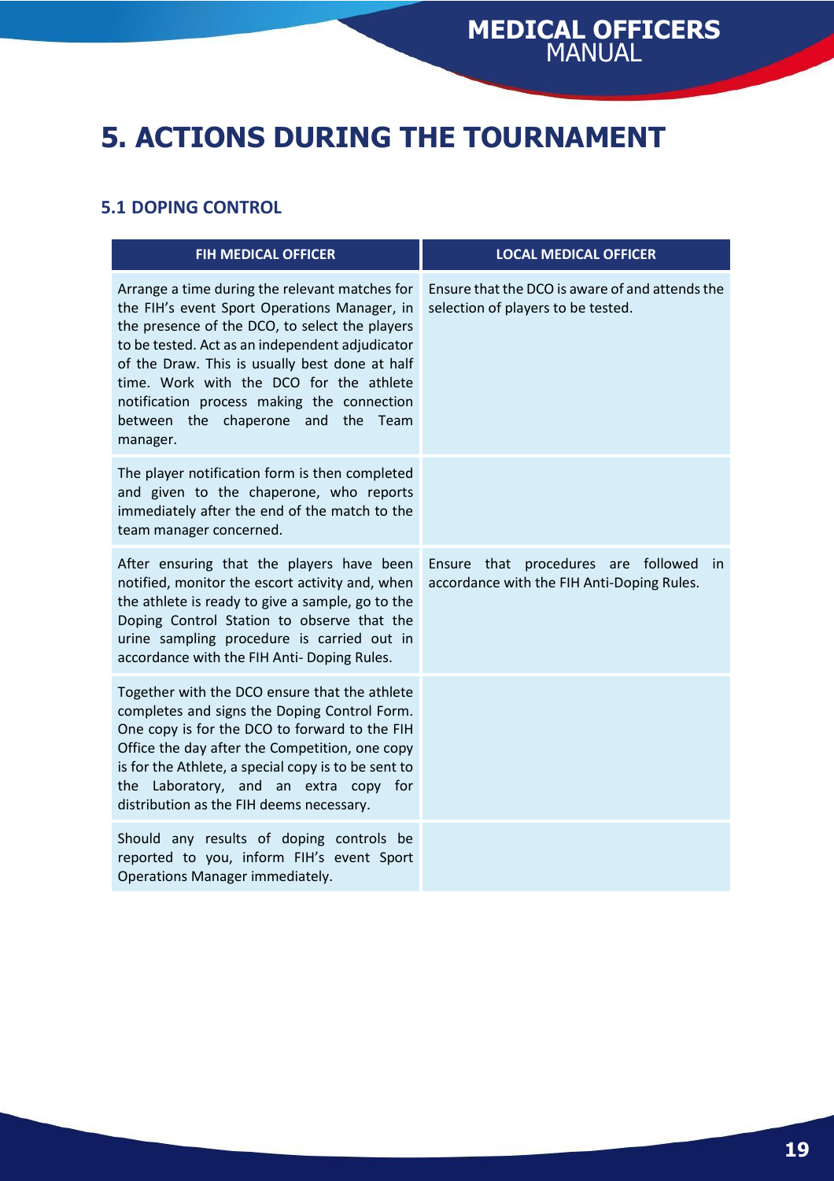# 5. ACTIONS DURING THE TOURNAMENT

## 5.1 DOPING CONTROL

| FIH MEDICAL OFFICER | LOCAL MEDICAL OFFICER |
|---|---|
| Arrange a time during the relevant matches for the FIH's event Sport Operations Manager, in the presence of the DCO, to select the players to be tested. Act as an independent adjudicator of the Draw. This is usually best done at half time. Work with the DCO for the athlete notification process making the connection between the chaperone and the Team manager. | Ensure that the DCO is aware of and attends the selection of players to be tested. |
| The player notification form is then completed and given to the chaperone, who reports immediately after the end of the match to the team manager concerned. | |
| After ensuring that the players have been notified, monitor the escort activity and, when the athlete is ready to give a sample, go to the Doping Control Station to observe that the urine sampling procedure is carried out in accordance with the FIH Anti- Doping Rules. | Ensure that procedures are followed in accordance with the FIH Anti-Doping Rules. |
| Together with the DCO ensure that the athlete completes and signs the Doping Control Form. One copy is for the DCO to forward to the FIH Office the day after the Competition, one copy is for the Athlete, a special copy is to be sent to the Laboratory, and an extra copy for distribution as the FIH deems necessary. | |
| Should any results of doping controls be reported to you, inform FIH's event Sport Operations Manager immediately. | |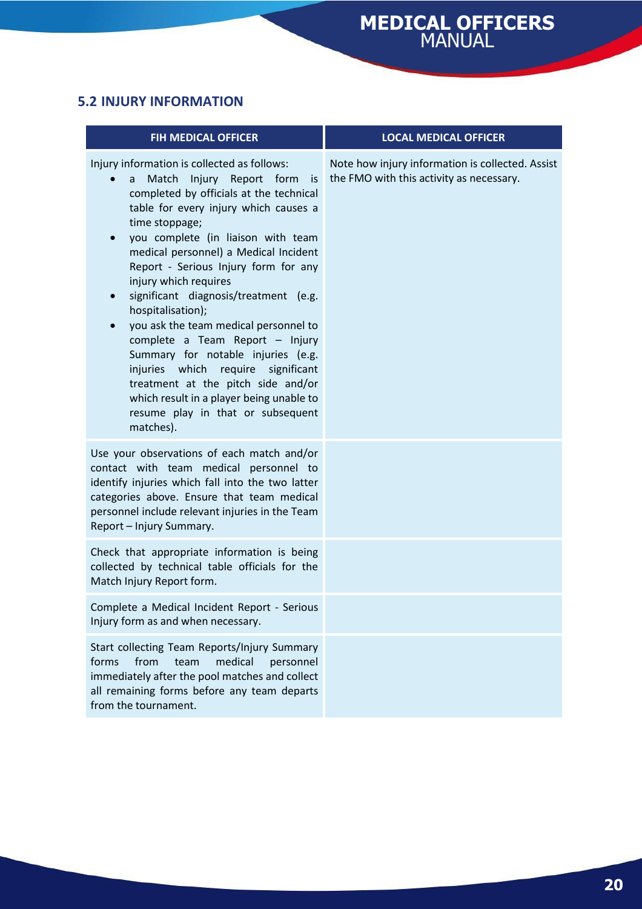## 5.2 INJURY INFORMATION

| FIH MEDICAL OFFICER | LOCAL MEDICAL OFFICER |
| --- | --- |
| Injury information is collected as follows:<br>• a Match Injury Report form is completed by officials at the technical table for every injury which causes a time stoppage;<br>• you complete (in liaison with team medical personnel) a Medical Incident Report - Serious Injury form for any injury which requires<br>• significant diagnosis/treatment (e.g. hospitalisation);<br>• you ask the team medical personnel to complete a Team Report – Injury Summary for notable injuries (e.g. injuries which require significant treatment at the pitch side and/or which result in a player being unable to resume play in that or subsequent matches). | Note how injury information is collected. Assist the FMO with this activity as necessary. |
| Use your observations of each match and/or contact with team medical personnel to identify injuries which fall into the two latter categories above. Ensure that team medical personnel include relevant injuries in the Team Report – Injury Summary. | |
| Check that appropriate information is being collected by technical table officials for the Match Injury Report form. | |
| Complete a Medical Incident Report - Serious Injury form as and when necessary. | |
| Start collecting Team Reports/Injury Summary forms from team medical personnel immediately after the pool matches and collect all remaining forms before any team departs from the tournament. | |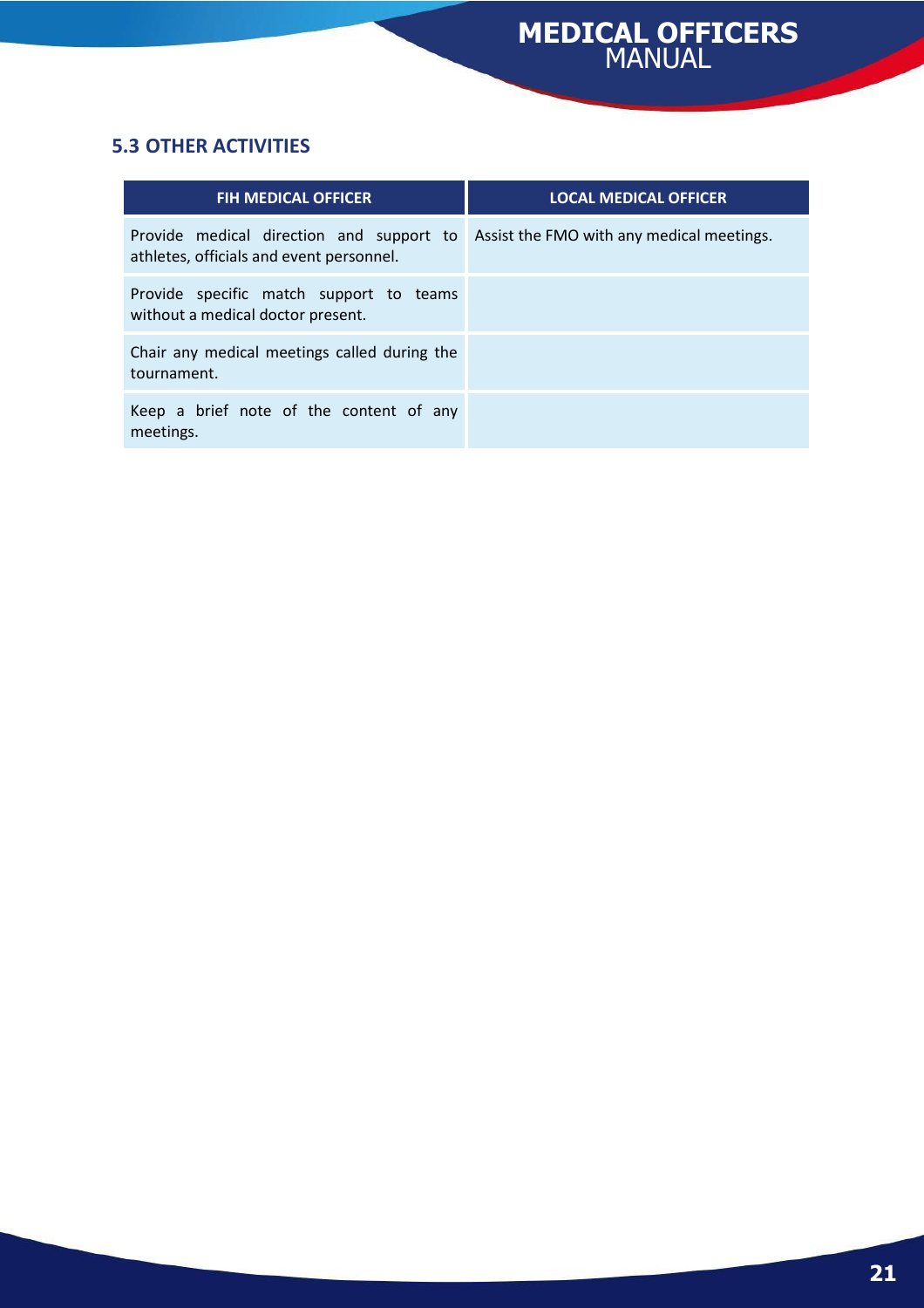### 5.3 OTHER ACTIVITIES

| FIH MEDICAL OFFICER | LOCAL MEDICAL OFFICER |
| --- | --- |
| Provide medical direction and support to athletes, officials and event personnel. | Assist the FMO with any medical meetings. |
| Provide specific match support to teams without a medical doctor present. | |
| Chair any medical meetings called during the tournament. | |
| Keep a brief note of the content of any meetings. | |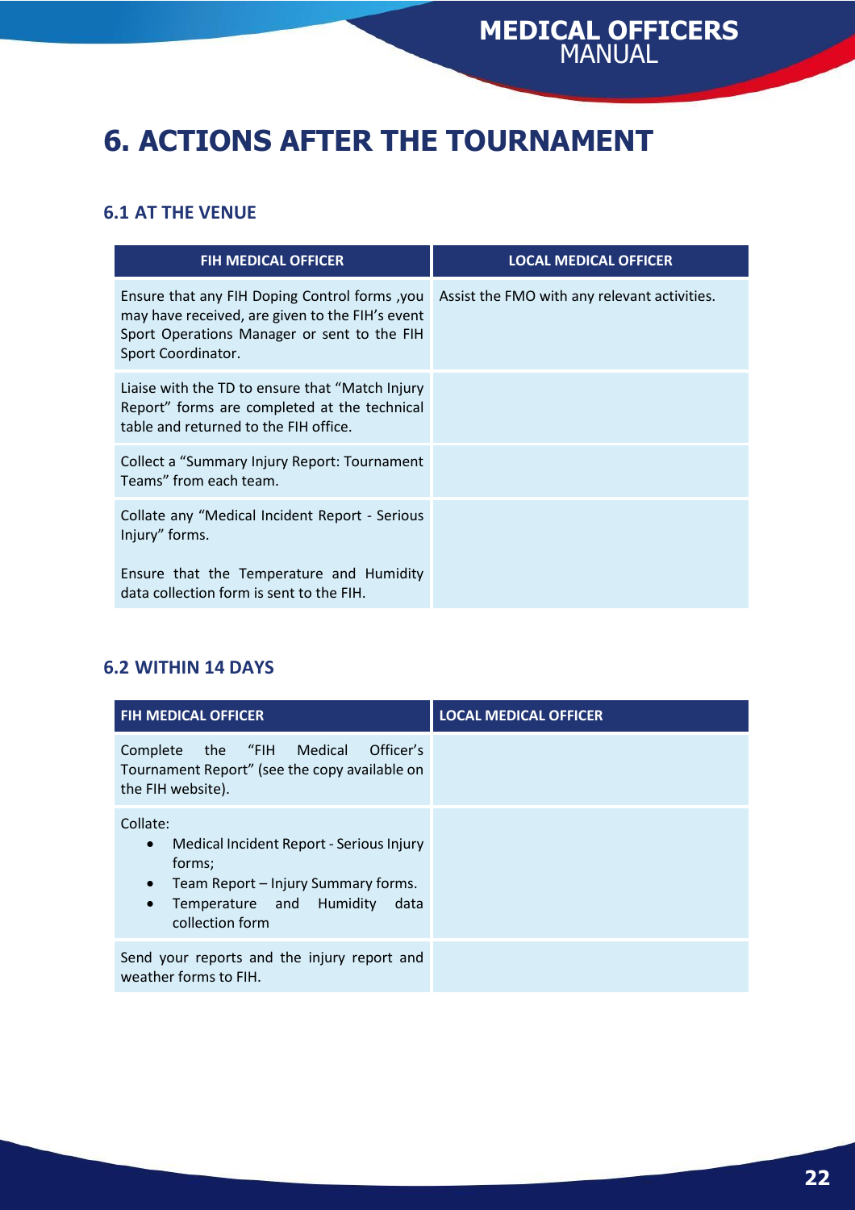# 6. ACTIONS AFTER THE TOURNAMENT

## 6.1 AT THE VENUE

| FIH MEDICAL OFFICER | LOCAL MEDICAL OFFICER |
|---|---|
| Ensure that any FIH Doping Control forms ,you may have received, are given to the FIH's event Sport Operations Manager or sent to the FIH Sport Coordinator. | Assist the FMO with any relevant activities. |
| Liaise with the TD to ensure that "Match Injury Report" forms are completed at the technical table and returned to the FIH office. | |
| Collect a "Summary Injury Report: Tournament Teams" from each team. | |
| Collate any "Medical Incident Report - Serious Injury" forms.<br><br>Ensure that the Temperature and Humidity data collection form is sent to the FIH. | |

## 6.2 WITHIN 14 DAYS

| FIH MEDICAL OFFICER | LOCAL MEDICAL OFFICER |
|---|---|
| Complete the "FIH Medical Officer's Tournament Report" (see the copy available on the FIH website). | |
| Collate:<br>• Medical Incident Report - Serious Injury forms;<br>• Team Report – Injury Summary forms.<br>• Temperature and Humidity data collection form | |
| Send your reports and the injury report and weather forms to FIH. | |